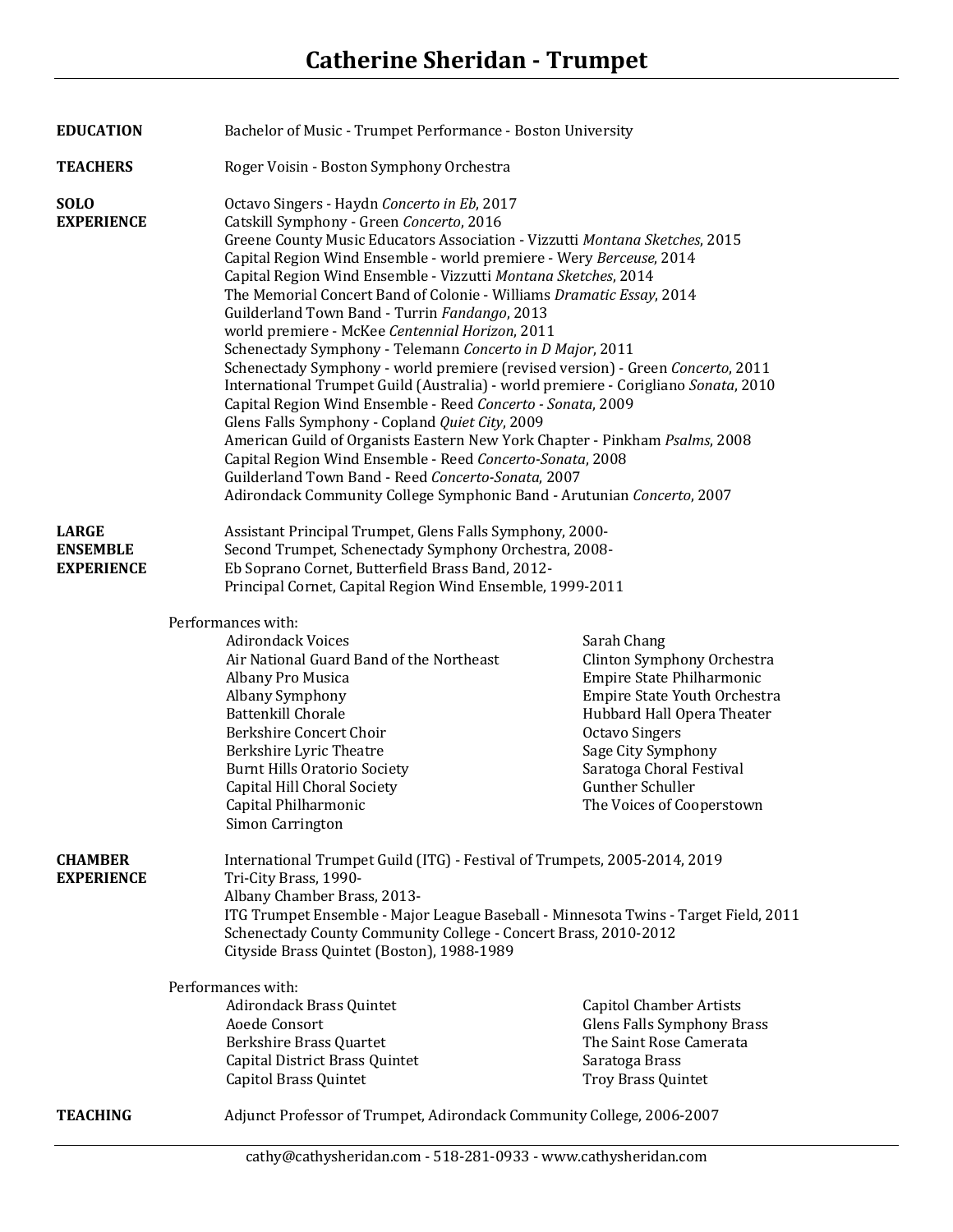# Catherine Sheridan - Trumpet

**EDUCATION**

Bachelor of Music - Trumpet Performance - Boston University

**TEACHERS**

Roger Voisin - Boston Symphony Orchestra

**SOLO EXPERIENCE**

Octavo Singers - Haydn *Concerto in Eb*, 2017
Catskill Symphony - Green *Concerto*, 2016
Greene County Music Educators Association - Vizzutti *Montana Sketches*, 2015
Capital Region Wind Ensemble - world premiere - Wery *Berceuse*, 2014
Capital Region Wind Ensemble - Vizzutti *Montana Sketches*, 2014
The Memorial Concert Band of Colonie - Williams *Dramatic Essay*, 2014
Guilderland Town Band - Turrin *Fandango*, 2013
world premiere - McKee *Centennial Horizon*, 2011
Schenectady Symphony - Telemann *Concerto in D Major*, 2011
Schenectady Symphony - world premiere (revised version) - Green *Concerto*, 2011
International Trumpet Guild (Australia) - world premiere - Corigliano *Sonata*, 2010
Capital Region Wind Ensemble - Reed *Concerto - Sonata*, 2009
Glens Falls Symphony - Copland *Quiet City*, 2009
American Guild of Organists Eastern New York Chapter - Pinkham *Psalms*, 2008
Capital Region Wind Ensemble - Reed *Concerto-Sonata*, 2008
Guilderland Town Band - Reed *Concerto-Sonata*, 2007
Adirondack Community College Symphonic Band - Arutunian *Concerto*, 2007

**LARGE ENSEMBLE EXPERIENCE**

Assistant Principal Trumpet, Glens Falls Symphony, 2000-
Second Trumpet, Schenectady Symphony Orchestra, 2008-
Eb Soprano Cornet, Butterfield Brass Band, 2012-
Principal Cornet, Capital Region Wind Ensemble, 1999-2011

Performances with:

- Adirondack Voices
- Air National Guard Band of the Northeast
- Albany Pro Musica
- Albany Symphony
- Battenkill Chorale
- Berkshire Concert Choir
- Berkshire Lyric Theatre
- Burnt Hills Oratorio Society
- Capital Hill Choral Society
- Capital Philharmonic
- Simon Carrington
- Sarah Chang
- Clinton Symphony Orchestra
- Empire State Philharmonic
- Empire State Youth Orchestra
- Hubbard Hall Opera Theater
- Octavo Singers
- Sage City Symphony
- Saratoga Choral Festival
- Gunther Schuller
- The Voices of Cooperstown

**CHAMBER EXPERIENCE**

International Trumpet Guild (ITG) - Festival of Trumpets, 2005-2014, 2019
Tri-City Brass, 1990-
Albany Chamber Brass, 2013-
ITG Trumpet Ensemble - Major League Baseball - Minnesota Twins - Target Field, 2011
Schenectady County Community College - Concert Brass, 2010-2012
Cityside Brass Quintet (Boston), 1988-1989

Performances with:

- Adirondack Brass Quintet
- Aoede Consort
- Berkshire Brass Quartet
- Capital District Brass Quintet
- Capitol Brass Quintet
- Capitol Chamber Artists
- Glens Falls Symphony Brass
- The Saint Rose Camerata
- Saratoga Brass
- Troy Brass Quintet

**TEACHING**

Adjunct Professor of Trumpet, Adirondack Community College, 2006-2007

cathy@cathysheridan.com - 518-281-0933 - www.cathysheridan.com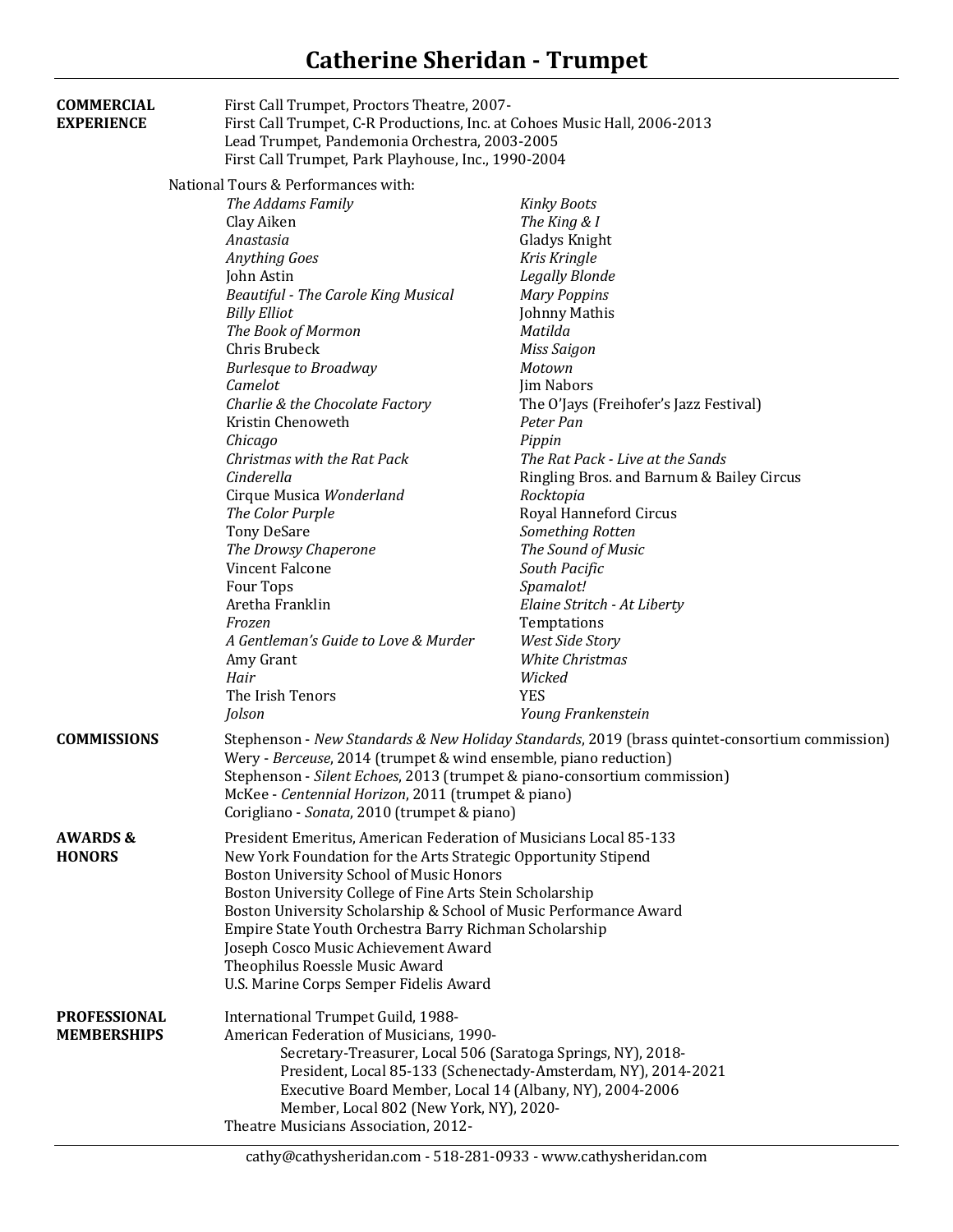# Catherine Sheridan - Trumpet

**COMMERCIAL EXPERIENCE**

First Call Trumpet, Proctors Theatre, 2007-
First Call Trumpet, C-R Productions, Inc. at Cohoes Music Hall, 2006-2013
Lead Trumpet, Pandemonia Orchestra, 2003-2005
First Call Trumpet, Park Playhouse, Inc., 1990-2004

National Tours & Performances with:

*The Addams Family*
Clay Aiken
*Anastasia*
*Anything Goes*
John Astin
*Beautiful - The Carole King Musical*
*Billy Elliot*
*The Book of Mormon*
Chris Brubeck
*Burlesque to Broadway*
*Camelot*
*Charlie & the Chocolate Factory*
Kristin Chenoweth
*Chicago*
*Christmas with the Rat Pack*
*Cinderella*
Cirque Musica *Wonderland*
*The Color Purple*
Tony DeSare
*The Drowsy Chaperone*
Vincent Falcone
Four Tops
Aretha Franklin
*Frozen*
*A Gentleman's Guide to Love & Murder*
Amy Grant
*Hair*
The Irish Tenors
*Jolson*
*Kinky Boots*
*The King & I*
Gladys Knight
*Kris Kringle*
*Legally Blonde*
*Mary Poppins*
Johnny Mathis
*Matilda*
*Miss Saigon*
*Motown*
Jim Nabors
The O'Jays (Freihofer's Jazz Festival)
*Peter Pan*
*Pippin*
*The Rat Pack - Live at the Sands*
Ringling Bros. and Barnum & Bailey Circus
*Rocktopia*
Royal Hanneford Circus
*Something Rotten*
*The Sound of Music*
*South Pacific*
*Spamalot!*
*Elaine Stritch - At Liberty*
Temptations
*West Side Story*
*White Christmas*
*Wicked*
YES
*Young Frankenstein*

**COMMISSIONS**

Stephenson - *New Standards & New Holiday Standards*, 2019 (brass quintet-consortium commission)
Wery - *Berceuse*, 2014 (trumpet & wind ensemble, piano reduction)
Stephenson - *Silent Echoes*, 2013 (trumpet & piano-consortium commission)
McKee - *Centennial Horizon*, 2011 (trumpet & piano)
Corigliano - *Sonata*, 2010 (trumpet & piano)

**AWARDS & HONORS**

President Emeritus, American Federation of Musicians Local 85-133
New York Foundation for the Arts Strategic Opportunity Stipend
Boston University School of Music Honors
Boston University College of Fine Arts Stein Scholarship
Boston University Scholarship & School of Music Performance Award
Empire State Youth Orchestra Barry Richman Scholarship
Joseph Cosco Music Achievement Award
Theophilus Roessle Music Award
U.S. Marine Corps Semper Fidelis Award

**PROFESSIONAL MEMBERSHIPS**

International Trumpet Guild, 1988-
American Federation of Musicians, 1990-
- Secretary-Treasurer, Local 506 (Saratoga Springs, NY), 2018-
- President, Local 85-133 (Schenectady-Amsterdam, NY), 2014-2021
- Executive Board Member, Local 14 (Albany, NY), 2004-2006
- Member, Local 802 (New York, NY), 2020-

Theatre Musicians Association, 2012-

cathy@cathysheridan.com - 518-281-0933 - www.cathysheridan.com